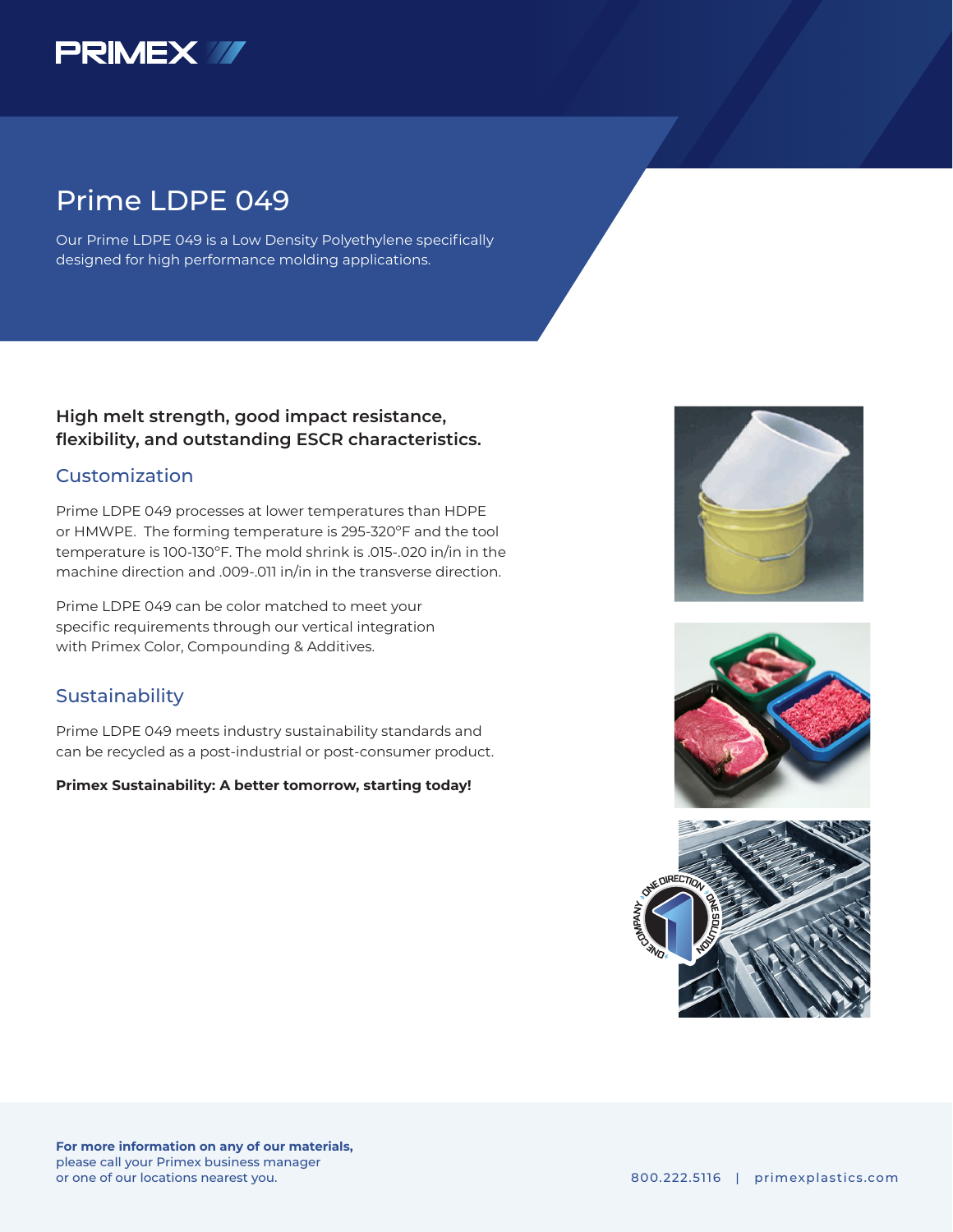# Prime LDPE 049

Our Prime LDPE 049 is a Low Density Polyethylene specifically designed for high performance molding applications.

**High melt strength, good impact resistance, flexibility, and outstanding ESCR characteristics.**

## Customization

Prime LDPE 049 processes at lower temperatures than HDPE or HMWPE. The forming temperature is 295-320°F and the tool temperature is 100-130°F. The mold shrink is .015-.020 in/in in the machine direction and .009-.011 in/in in the transverse direction.

Prime LDPE 049 can be color matched to meet your specific requirements through our vertical integration with Primex Color, Compounding & Additives.

## Sustainability

Prime LDPE 049 meets industry sustainability standards and can be recycled as a post-industrial or post-consumer product.

**Primex Sustainability: A better tomorrow, starting today!**

**For more information on any of our materials,** please call your Primex business manager or one of our locations nearest you.

800.222.5116 | primexplastics.com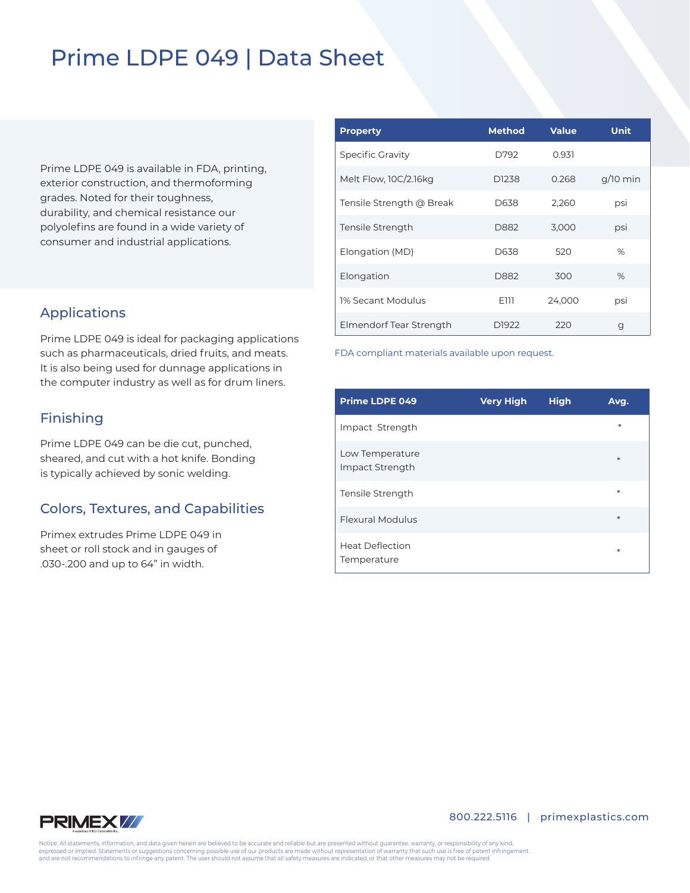# Prime LDPE 049 | Data Sheet

Prime LDPE 049 is available in FDA, printing, exterior construction, and thermoforming grades. Noted for their toughness, durability, and chemical resistance our polyolefins are found in a wide variety of consumer and industrial applications.

| Property | Method | Value | Unit |
|---|---|---|---|
| Specific Gravity | D792 | 0.931 | |
| Melt Flow, 10C/2.16kg | D1238 | 0.268 | g/10 min |
| Tensile Strength @ Break | D638 | 2,260 | psi |
| Tensile Strength | D882 | 3,000 | psi |
| Elongation (MD) | D638 | 520 | % |
| Elongation | D882 | 300 | % |
| 1% Secant Modulus | E111 | 24,000 | psi |
| Elmendorf Tear Strength | D1922 | 220 | g |

FDA compliant materials available upon request.

## Applications

Prime LDPE 049 is ideal for packaging applications such as pharmaceuticals, dried fruits, and meats. It is also being used for dunnage applications in the computer industry as well as for drum liners.

## Finishing

Prime LDPE 049 can be die cut, punched, sheared, and cut with a hot knife. Bonding is typically achieved by sonic welding.

## Colors, Textures, and Capabilities

Primex extrudes Prime LDPE 049 in sheet or roll stock and in gauges of .030-.200 and up to 64” in width.

| Prime LDPE 049 | Very High | High | Avg. |
|---|---|---|---|
| Impact Strength | | | * |
| Low Temperature Impact Strength | | | * |
| Tensile Strength | | | * |
| Flexural Modulus | | | * |
| Heat Deflection Temperature | | | * |

PRIMEX

A subsidiary of ICO Corporation Inc.

800.222.5116 | primexplastics.com

Notice: All statements, information, and data given herein are believed to be accurate and reliable but are presented without guarantee, warranty, or responsibility of any kind, expressed or implied. Statements or suggestions concerning possible use of our products are made without representation of warranty that such use is free of patent infringement and are not recommendations to infringe any patent. The user should not assume that all safety measures are indicated, or that other measures may not be required.